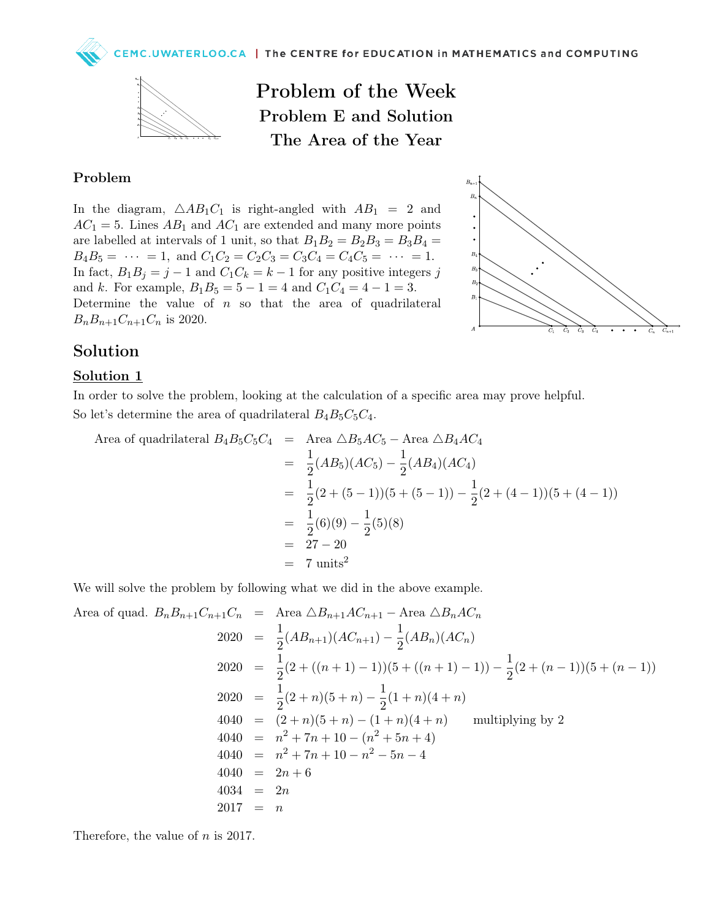# Problem of the Week
## Problem E and Solution
## The Area of the Year

### Problem

In the diagram, $\triangle AB_1C_1$ is right-angled with $AB_1 = 2$ and $AC_1 = 5$. Lines $AB_1$ and $AC_1$ are extended and many more points are labelled at intervals of 1 unit, so that $B_1B_2 = B_2B_3 = B_3B_4 = B_4B_5 = \cdots = 1$, and $C_1C_2 = C_2C_3 = C_3C_4 = C_4C_5 = \cdots = 1$. In fact, $B_1B_j = j - 1$ and $C_1C_k = k - 1$ for any positive integers $j$ and $k$. For example, $B_1B_5 = 5 - 1 = 4$ and $C_1C_4 = 4 - 1 = 3$. Determine the value of $n$ so that the area of quadrilateral $B_nB_{n+1}C_{n+1}C_n$ is 2020.

## Solution

### Solution 1

In order to solve the problem, looking at the calculation of a specific area may prove helpful. So let's determine the area of quadrilateral $B_4B_5C_5C_4$.

$$
\begin{aligned}
\text{Area of quadrilateral } B_4B_5C_5C_4 &= \text{Area } \triangle B_5AC_5 - \text{Area } \triangle B_4AC_4 \\
&= \frac{1}{2}(AB_5)(AC_5) - \frac{1}{2}(AB_4)(AC_4) \\
&= \frac{1}{2}(2 + (5-1))(5 + (5-1)) - \frac{1}{2}(2 + (4-1))(5 + (4-1)) \\
&= \frac{1}{2}(6)(9) - \frac{1}{2}(5)(8) \\
&= 27 - 20 \\
&= 7 \text{ units}^2
\end{aligned}
$$

We will solve the problem by following what we did in the above example.

$$
\begin{aligned}
\text{Area of quad. } B_nB_{n+1}C_{n+1}C_n &= \text{Area } \triangle B_{n+1}AC_{n+1} - \text{Area } \triangle B_nAC_n \\
2020 &= \frac{1}{2}(AB_{n+1})(AC_{n+1}) - \frac{1}{2}(AB_n)(AC_n) \\
2020 &= \frac{1}{2}(2 + ((n+1)-1))(5 + ((n+1)-1)) - \frac{1}{2}(2 + (n-1))(5 + (n-1)) \\
2020 &= \frac{1}{2}(2+n)(5+n) - \frac{1}{2}(1+n)(4+n) \\
4040 &= (2+n)(5+n) - (1+n)(4+n) \qquad \text{multiplying by 2} \\
4040 &= n^2 + 7n + 10 - (n^2 + 5n + 4) \\
4040 &= n^2 + 7n + 10 - n^2 - 5n - 4 \\
4040 &= 2n + 6 \\
4034 &= 2n \\
2017 &= n
\end{aligned}
$$

Therefore, the value of $n$ is 2017.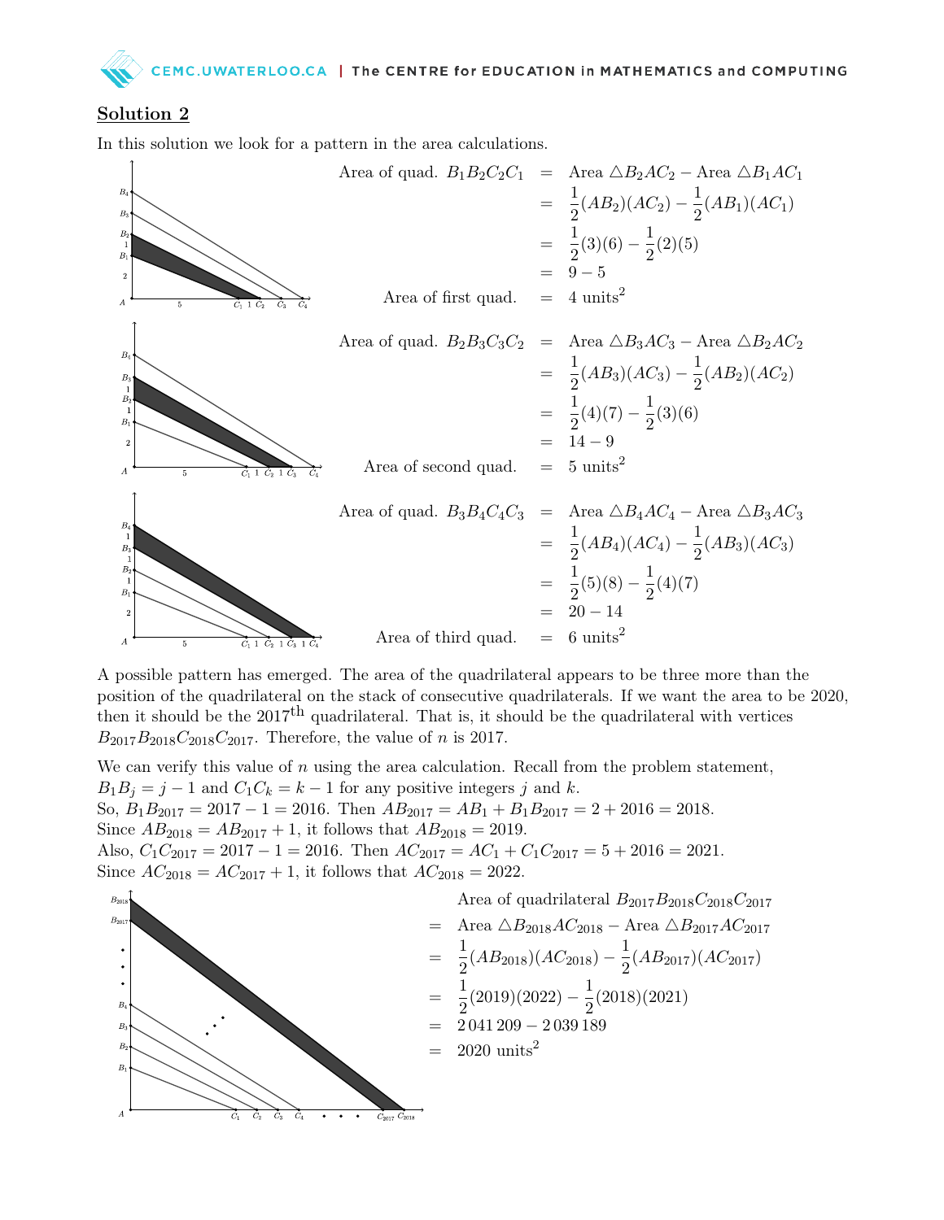## Solution 2

In this solution we look for a pattern in the area calculations.

$$\begin{aligned}
\text{Area of quad. } B_1B_2C_2C_1 &= \text{Area } \triangle B_2AC_2 - \text{Area } \triangle B_1AC_1 \\
&= \frac{1}{2}(AB_2)(AC_2) - \frac{1}{2}(AB_1)(AC_1) \\
&= \frac{1}{2}(3)(6) - \frac{1}{2}(2)(5) \\
&= 9 - 5 \\
\text{Area of first quad.} &= 4 \text{ units}^2
\end{aligned}$$

$$\begin{aligned}
\text{Area of quad. } B_2B_3C_3C_2 &= \text{Area } \triangle B_3AC_3 - \text{Area } \triangle B_2AC_2 \\
&= \frac{1}{2}(AB_3)(AC_3) - \frac{1}{2}(AB_2)(AC_2) \\
&= \frac{1}{2}(4)(7) - \frac{1}{2}(3)(6) \\
&= 14 - 9 \\
\text{Area of second quad.} &= 5 \text{ units}^2
\end{aligned}$$

$$\begin{aligned}
\text{Area of quad. } B_3B_4C_4C_3 &= \text{Area } \triangle B_4AC_4 - \text{Area } \triangle B_3AC_3 \\
&= \frac{1}{2}(AB_4)(AC_4) - \frac{1}{2}(AB_3)(AC_3) \\
&= \frac{1}{2}(5)(8) - \frac{1}{2}(4)(7) \\
&= 20 - 14 \\
\text{Area of third quad.} &= 6 \text{ units}^2
\end{aligned}$$

A possible pattern has emerged. The area of the quadrilateral appears to be three more than the position of the quadrilateral on the stack of consecutive quadrilaterals. If we want the area to be 2020, then it should be the 2017$^{\text{th}}$ quadrilateral. That is, it should be the quadrilateral with vertices $B_{2017}B_{2018}C_{2018}C_{2017}$. Therefore, the value of $n$ is 2017.

We can verify this value of $n$ using the area calculation. Recall from the problem statement, $B_1B_j = j - 1$ and $C_1C_k = k - 1$ for any positive integers $j$ and $k$.
So, $B_1B_{2017} = 2017 - 1 = 2016$. Then $AB_{2017} = AB_1 + B_1B_{2017} = 2 + 2016 = 2018$.
Since $AB_{2018} = AB_{2017} + 1$, it follows that $AB_{2018} = 2019$.
Also, $C_1C_{2017} = 2017 - 1 = 2016$. Then $AC_{2017} = AC_1 + C_1C_{2017} = 5 + 2016 = 2021$.
Since $AC_{2018} = AC_{2017} + 1$, it follows that $AC_{2018} = 2022$.

$$\begin{aligned}
&\text{Area of quadrilateral } B_{2017}B_{2018}C_{2018}C_{2017} \\
&= \text{Area } \triangle B_{2018}AC_{2018} - \text{Area } \triangle B_{2017}AC_{2017} \\
&= \frac{1}{2}(AB_{2018})(AC_{2018}) - \frac{1}{2}(AB_{2017})(AC_{2017}) \\
&= \frac{1}{2}(2019)(2022) - \frac{1}{2}(2018)(2021) \\
&= 2\,041\,209 - 2\,039\,189 \\
&= 2020 \text{ units}^2
\end{aligned}$$